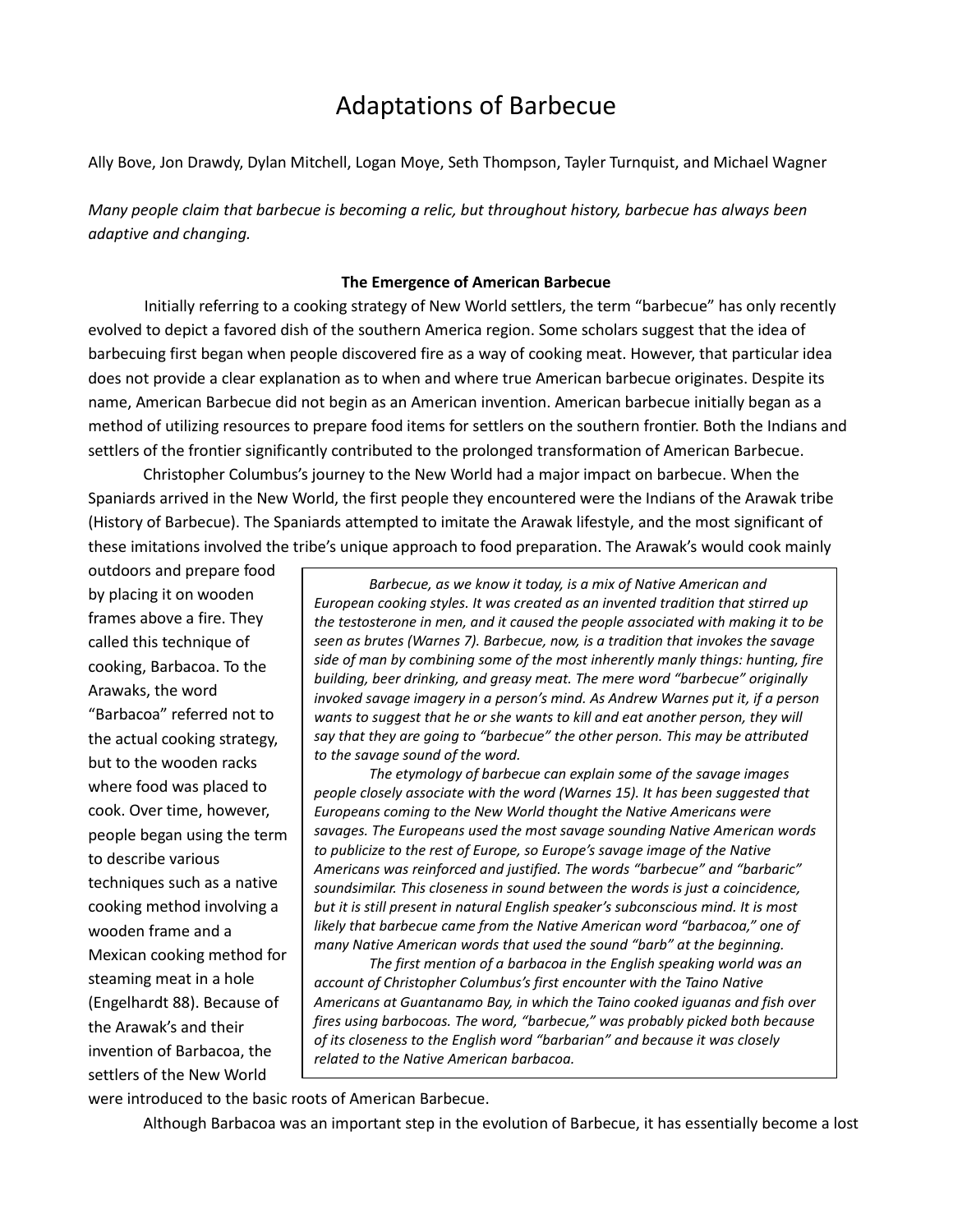# Adaptations of Barbecue

Ally Bove, Jon Drawdy, Dylan Mitchell, Logan Moye, Seth Thompson, Tayler Turnquist, and Michael Wagner

*Many people claim that barbecue is becoming a relic, but throughout history, barbecue has always been adaptive and changing.*

**The Emergence of American Barbecue**

Initially referring to a cooking strategy of New World settlers, the term "barbecue" has only recently evolved to depict a favored dish of the southern America region. Some scholars suggest that the idea of barbecuing first began when people discovered fire as a way of cooking meat. However, that particular idea does not provide a clear explanation as to when and where true American barbecue originates. Despite its name, American Barbecue did not begin as an American invention. American barbecue initially began as a method of utilizing resources to prepare food items for settlers on the southern frontier. Both the Indians and settlers of the frontier significantly contributed to the prolonged transformation of American Barbecue.

Christopher Columbus's journey to the New World had a major impact on barbecue. When the Spaniards arrived in the New World, the first people they encountered were the Indians of the Arawak tribe (History of Barbecue). The Spaniards attempted to imitate the Arawak lifestyle, and the most significant of these imitations involved the tribe's unique approach to food preparation. The Arawak's would cook mainly outdoors and prepare food by placing it on wooden frames above a fire. They called this technique of cooking, Barbacoa. To the Arawaks, the word "Barbacoa" referred not to the actual cooking strategy, but to the wooden racks where food was placed to cook. Over time, however, people began using the term to describe various techniques such as a native cooking method involving a wooden frame and a Mexican cooking method for steaming meat in a hole (Engelhardt 88). Because of the Arawak's and their invention of Barbacoa, the settlers of the New World were introduced to the basic roots of American Barbecue.

> *Barbecue, as we know it today, is a mix of Native American and European cooking styles. It was created as an invented tradition that stirred up the testosterone in men, and it caused the people associated with making it to be seen as brutes (Warnes 7). Barbecue, now, is a tradition that invokes the savage side of man by combining some of the most inherently manly things: hunting, fire building, beer drinking, and greasy meat. The mere word "barbecue" originally invoked savage imagery in a person's mind. As Andrew Warnes put it, if a person wants to suggest that he or she wants to kill and eat another person, they will say that they are going to "barbecue" the other person. This may be attributed to the savage sound of the word.*
>
> *The etymology of barbecue can explain some of the savage images people closely associate with the word (Warnes 15). It has been suggested that Europeans coming to the New World thought the Native Americans were savages. The Europeans used the most savage sounding Native American words to publicize to the rest of Europe, so Europe's savage image of the Native Americans was reinforced and justified. The words "barbecue" and "barbaric" soundsimilar. This closeness in sound between the words is just a coincidence, but it is still present in natural English speaker's subconscious mind. It is most likely that barbecue came from the Native American word "barbacoa," one of many Native American words that used the sound "barb" at the beginning.*
>
> *The first mention of a barbacoa in the English speaking world was an account of Christopher Columbus's first encounter with the Taino Native Americans at Guantanamo Bay, in which the Taino cooked iguanas and fish over fires using barbocoas. The word, "barbecue," was probably picked both because of its closeness to the English word "barbarian" and because it was closely related to the Native American barbacoa.*

Although Barbacoa was an important step in the evolution of Barbecue, it has essentially become a lost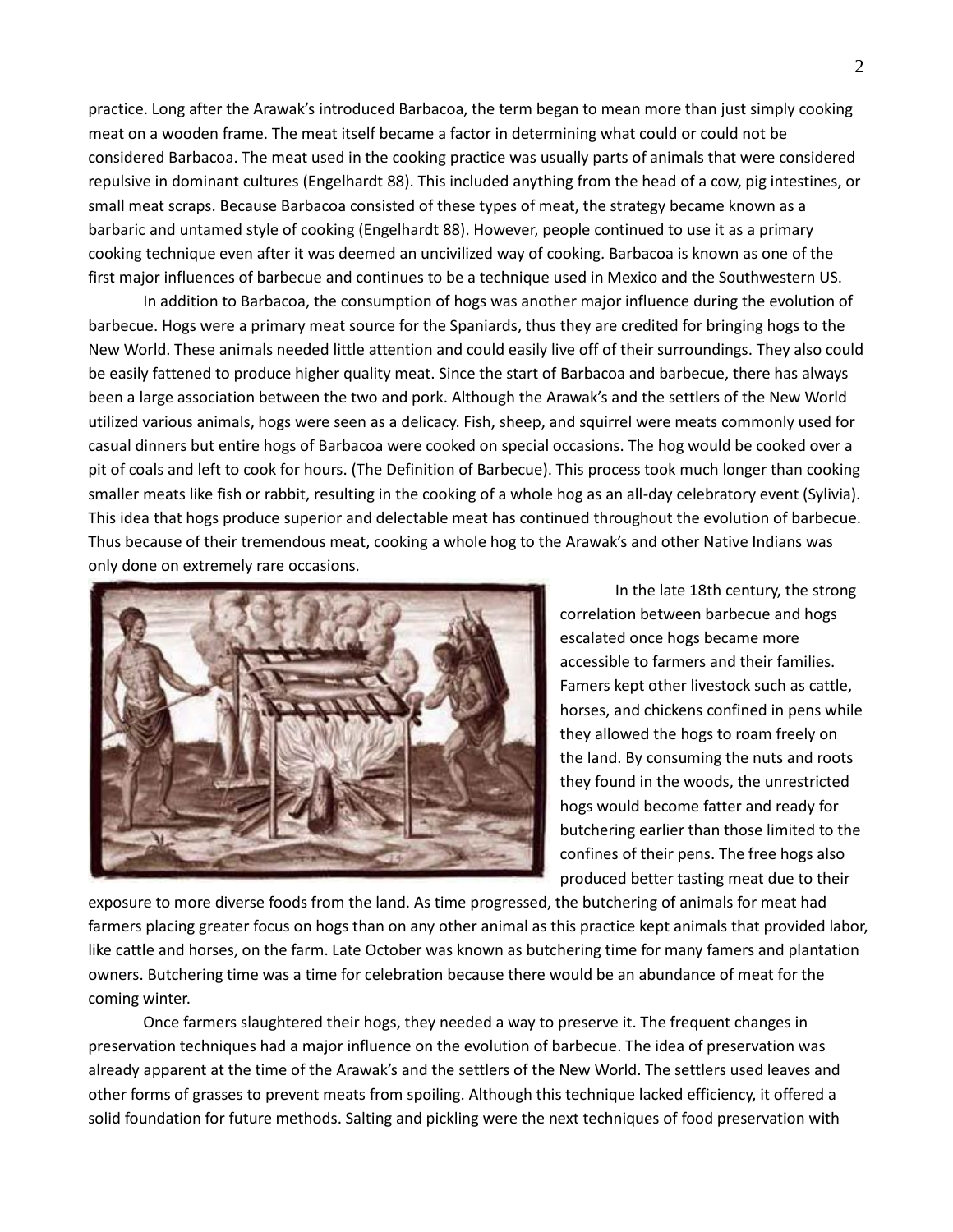practice. Long after the Arawak's introduced Barbacoa, the term began to mean more than just simply cooking meat on a wooden frame. The meat itself became a factor in determining what could or could not be considered Barbacoa. The meat used in the cooking practice was usually parts of animals that were considered repulsive in dominant cultures (Engelhardt 88). This included anything from the head of a cow, pig intestines, or small meat scraps. Because Barbacoa consisted of these types of meat, the strategy became known as a barbaric and untamed style of cooking (Engelhardt 88). However, people continued to use it as a primary cooking technique even after it was deemed an uncivilized way of cooking. Barbacoa is known as one of the first major influences of barbecue and continues to be a technique used in Mexico and the Southwestern US.

In addition to Barbacoa, the consumption of hogs was another major influence during the evolution of barbecue. Hogs were a primary meat source for the Spaniards, thus they are credited for bringing hogs to the New World. These animals needed little attention and could easily live off of their surroundings. They also could be easily fattened to produce higher quality meat. Since the start of Barbacoa and barbecue, there has always been a large association between the two and pork. Although the Arawak's and the settlers of the New World utilized various animals, hogs were seen as a delicacy. Fish, sheep, and squirrel were meats commonly used for casual dinners but entire hogs of Barbacoa were cooked on special occasions. The hog would be cooked over a pit of coals and left to cook for hours. (The Definition of Barbecue). This process took much longer than cooking smaller meats like fish or rabbit, resulting in the cooking of a whole hog as an all-day celebratory event (Sylivia). This idea that hogs produce superior and delectable meat has continued throughout the evolution of barbecue. Thus because of their tremendous meat, cooking a whole hog to the Arawak's and other Native Indians was only done on extremely rare occasions.

In the late 18th century, the strong correlation between barbecue and hogs escalated once hogs became more accessible to farmers and their families. Famers kept other livestock such as cattle, horses, and chickens confined in pens while they allowed the hogs to roam freely on the land. By consuming the nuts and roots they found in the woods, the unrestricted hogs would become fatter and ready for butchering earlier than those limited to the confines of their pens. The free hogs also produced better tasting meat due to their exposure to more diverse foods from the land. As time progressed, the butchering of animals for meat had farmers placing greater focus on hogs than on any other animal as this practice kept animals that provided labor, like cattle and horses, on the farm. Late October was known as butchering time for many famers and plantation owners. Butchering time was a time for celebration because there would be an abundance of meat for the coming winter.

Once farmers slaughtered their hogs, they needed a way to preserve it. The frequent changes in preservation techniques had a major influence on the evolution of barbecue. The idea of preservation was already apparent at the time of the Arawak's and the settlers of the New World. The settlers used leaves and other forms of grasses to prevent meats from spoiling. Although this technique lacked efficiency, it offered a solid foundation for future methods. Salting and pickling were the next techniques of food preservation with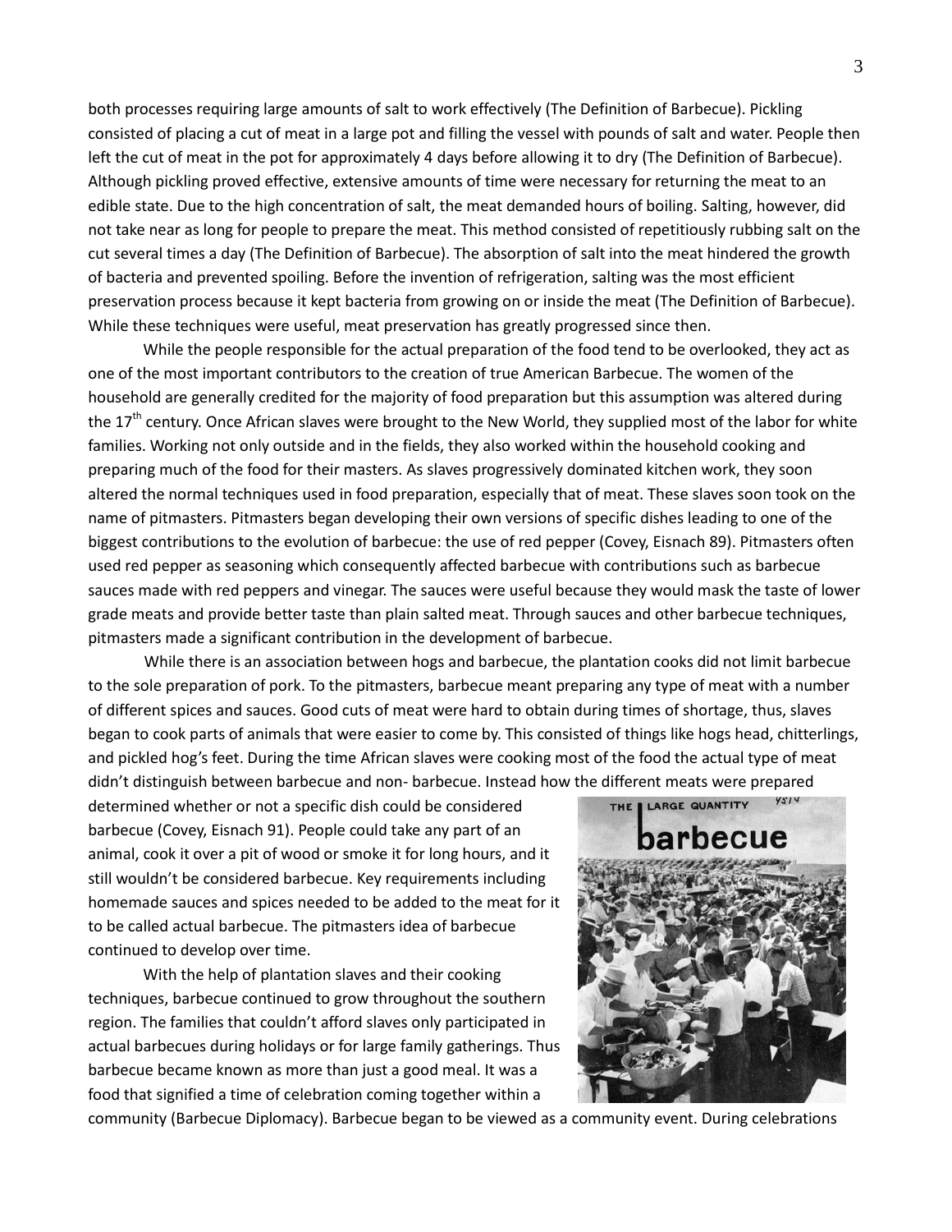both processes requiring large amounts of salt to work effectively (The Definition of Barbecue). Pickling consisted of placing a cut of meat in a large pot and filling the vessel with pounds of salt and water. People then left the cut of meat in the pot for approximately 4 days before allowing it to dry (The Definition of Barbecue). Although pickling proved effective, extensive amounts of time were necessary for returning the meat to an edible state. Due to the high concentration of salt, the meat demanded hours of boiling. Salting, however, did not take near as long for people to prepare the meat. This method consisted of repetitiously rubbing salt on the cut several times a day (The Definition of Barbecue). The absorption of salt into the meat hindered the growth of bacteria and prevented spoiling. Before the invention of refrigeration, salting was the most efficient preservation process because it kept bacteria from growing on or inside the meat (The Definition of Barbecue). While these techniques were useful, meat preservation has greatly progressed since then.

While the people responsible for the actual preparation of the food tend to be overlooked, they act as one of the most important contributors to the creation of true American Barbecue. The women of the household are generally credited for the majority of food preparation but this assumption was altered during the 17th century. Once African slaves were brought to the New World, they supplied most of the labor for white families. Working not only outside and in the fields, they also worked within the household cooking and preparing much of the food for their masters. As slaves progressively dominated kitchen work, they soon altered the normal techniques used in food preparation, especially that of meat. These slaves soon took on the name of pitmasters. Pitmasters began developing their own versions of specific dishes leading to one of the biggest contributions to the evolution of barbecue: the use of red pepper (Covey, Eisnach 89). Pitmasters often used red pepper as seasoning which consequently affected barbecue with contributions such as barbecue sauces made with red peppers and vinegar. The sauces were useful because they would mask the taste of lower grade meats and provide better taste than plain salted meat. Through sauces and other barbecue techniques, pitmasters made a significant contribution in the development of barbecue.

While there is an association between hogs and barbecue, the plantation cooks did not limit barbecue to the sole preparation of pork. To the pitmasters, barbecue meant preparing any type of meat with a number of different spices and sauces. Good cuts of meat were hard to obtain during times of shortage, thus, slaves began to cook parts of animals that were easier to come by. This consisted of things like hogs head, chitterlings, and pickled hog's feet. During the time African slaves were cooking most of the food the actual type of meat didn't distinguish between barbecue and non- barbecue. Instead how the different meats were prepared determined whether or not a specific dish could be considered barbecue (Covey, Eisnach 91). People could take any part of an animal, cook it over a pit of wood or smoke it for long hours, and it still wouldn't be considered barbecue. Key requirements including homemade sauces and spices needed to be added to the meat for it to be called actual barbecue. The pitmasters idea of barbecue continued to develop over time.

With the help of plantation slaves and their cooking techniques, barbecue continued to grow throughout the southern region. The families that couldn't afford slaves only participated in actual barbecues during holidays or for large family gatherings. Thus barbecue became known as more than just a good meal. It was a food that signified a time of celebration coming together within a community (Barbecue Diplomacy). Barbecue began to be viewed as a community event. During celebrations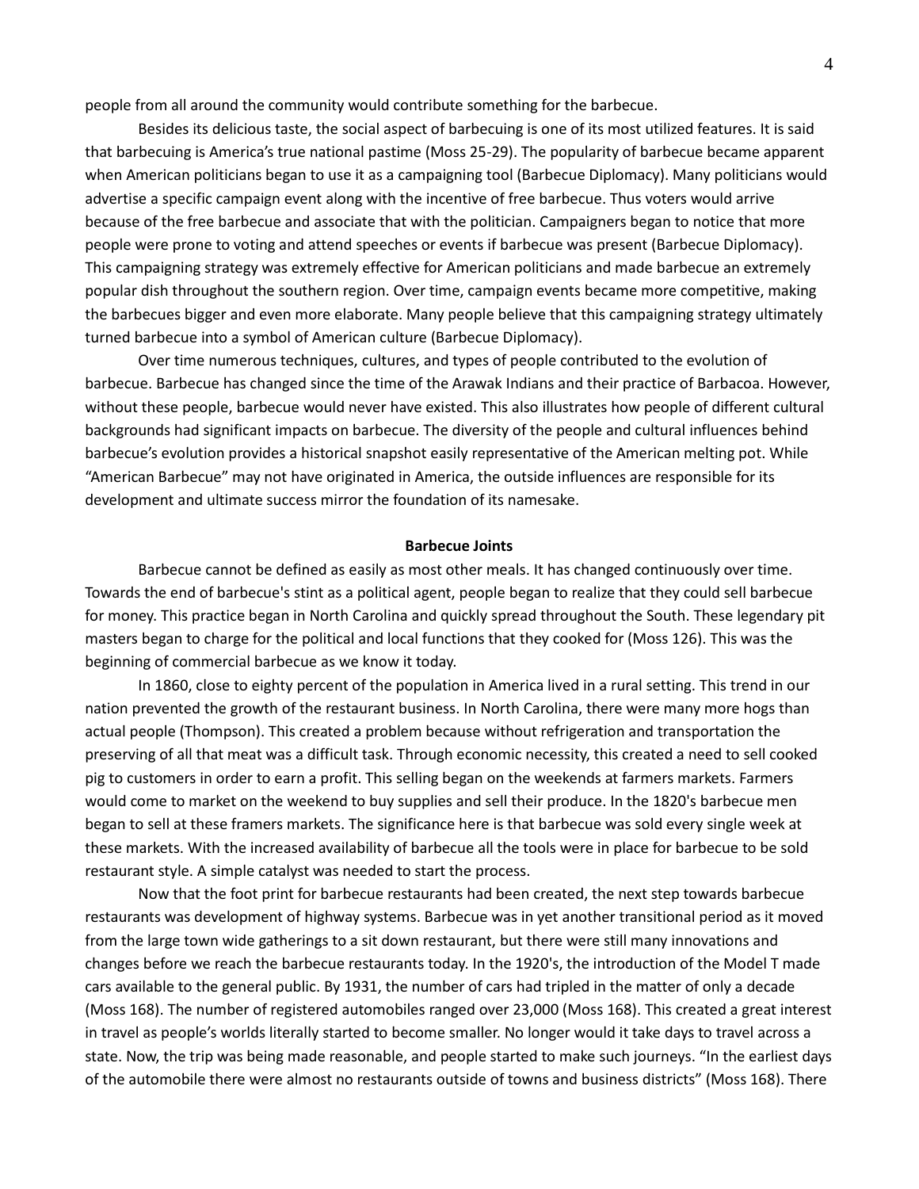people from all around the community would contribute something for the barbecue.

Besides its delicious taste, the social aspect of barbecuing is one of its most utilized features. It is said that barbecuing is America's true national pastime (Moss 25-29). The popularity of barbecue became apparent when American politicians began to use it as a campaigning tool (Barbecue Diplomacy). Many politicians would advertise a specific campaign event along with the incentive of free barbecue. Thus voters would arrive because of the free barbecue and associate that with the politician. Campaigners began to notice that more people were prone to voting and attend speeches or events if barbecue was present (Barbecue Diplomacy). This campaigning strategy was extremely effective for American politicians and made barbecue an extremely popular dish throughout the southern region. Over time, campaign events became more competitive, making the barbecues bigger and even more elaborate. Many people believe that this campaigning strategy ultimately turned barbecue into a symbol of American culture (Barbecue Diplomacy).

Over time numerous techniques, cultures, and types of people contributed to the evolution of barbecue. Barbecue has changed since the time of the Arawak Indians and their practice of Barbacoa. However, without these people, barbecue would never have existed. This also illustrates how people of different cultural backgrounds had significant impacts on barbecue. The diversity of the people and cultural influences behind barbecue's evolution provides a historical snapshot easily representative of the American melting pot. While "American Barbecue" may not have originated in America, the outside influences are responsible for its development and ultimate success mirror the foundation of its namesake.

**Barbecue Joints**

Barbecue cannot be defined as easily as most other meals. It has changed continuously over time. Towards the end of barbecue's stint as a political agent, people began to realize that they could sell barbecue for money. This practice began in North Carolina and quickly spread throughout the South. These legendary pit masters began to charge for the political and local functions that they cooked for (Moss 126). This was the beginning of commercial barbecue as we know it today.

In 1860, close to eighty percent of the population in America lived in a rural setting. This trend in our nation prevented the growth of the restaurant business. In North Carolina, there were many more hogs than actual people (Thompson). This created a problem because without refrigeration and transportation the preserving of all that meat was a difficult task. Through economic necessity, this created a need to sell cooked pig to customers in order to earn a profit. This selling began on the weekends at farmers markets. Farmers would come to market on the weekend to buy supplies and sell their produce. In the 1820's barbecue men began to sell at these framers markets. The significance here is that barbecue was sold every single week at these markets. With the increased availability of barbecue all the tools were in place for barbecue to be sold restaurant style. A simple catalyst was needed to start the process.

Now that the foot print for barbecue restaurants had been created, the next step towards barbecue restaurants was development of highway systems. Barbecue was in yet another transitional period as it moved from the large town wide gatherings to a sit down restaurant, but there were still many innovations and changes before we reach the barbecue restaurants today. In the 1920's, the introduction of the Model T made cars available to the general public. By 1931, the number of cars had tripled in the matter of only a decade (Moss 168). The number of registered automobiles ranged over 23,000 (Moss 168). This created a great interest in travel as people's worlds literally started to become smaller. No longer would it take days to travel across a state. Now, the trip was being made reasonable, and people started to make such journeys. "In the earliest days of the automobile there were almost no restaurants outside of towns and business districts" (Moss 168). There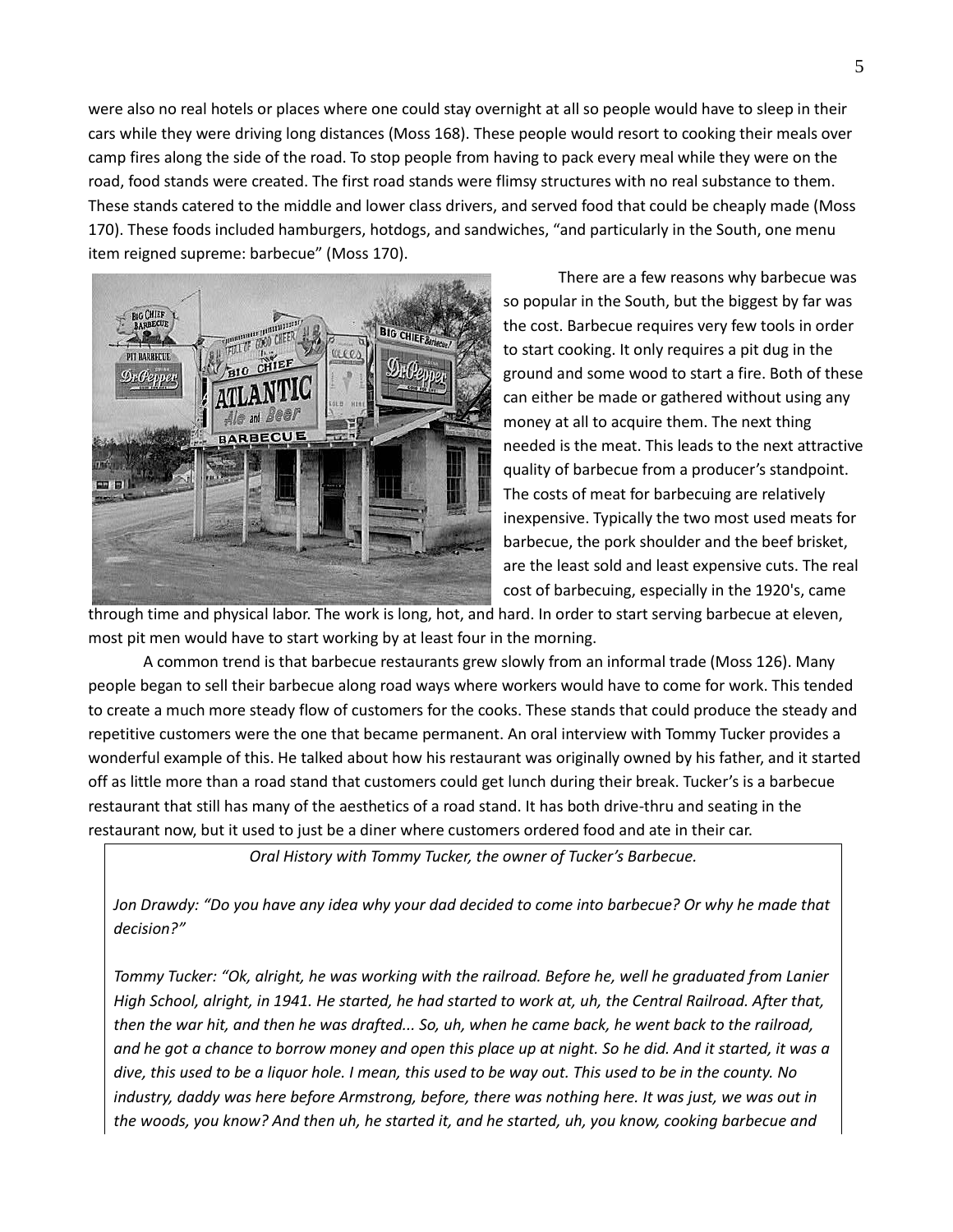were also no real hotels or places where one could stay overnight at all so people would have to sleep in their cars while they were driving long distances (Moss 168). These people would resort to cooking their meals over camp fires along the side of the road. To stop people from having to pack every meal while they were on the road, food stands were created. The first road stands were flimsy structures with no real substance to them. These stands catered to the middle and lower class drivers, and served food that could be cheaply made (Moss 170). These foods included hamburgers, hotdogs, and sandwiches, "and particularly in the South, one menu item reigned supreme: barbecue" (Moss 170).

There are a few reasons why barbecue was so popular in the South, but the biggest by far was the cost. Barbecue requires very few tools in order to start cooking. It only requires a pit dug in the ground and some wood to start a fire. Both of these can either be made or gathered without using any money at all to acquire them. The next thing needed is the meat. This leads to the next attractive quality of barbecue from a producer's standpoint. The costs of meat for barbecuing are relatively inexpensive. Typically the two most used meats for barbecue, the pork shoulder and the beef brisket, are the least sold and least expensive cuts. The real cost of barbecuing, especially in the 1920's, came through time and physical labor. The work is long, hot, and hard. In order to start serving barbecue at eleven, most pit men would have to start working by at least four in the morning.

A common trend is that barbecue restaurants grew slowly from an informal trade (Moss 126). Many people began to sell their barbecue along road ways where workers would have to come for work. This tended to create a much more steady flow of customers for the cooks. These stands that could produce the steady and repetitive customers were the one that became permanent. An oral interview with Tommy Tucker provides a wonderful example of this. He talked about how his restaurant was originally owned by his father, and it started off as little more than a road stand that customers could get lunch during their break. Tucker's is a barbecue restaurant that still has many of the aesthetics of a road stand. It has both drive-thru and seating in the restaurant now, but it used to just be a diner where customers ordered food and ate in their car.

*Oral History with Tommy Tucker, the owner of Tucker's Barbecue.*

*Jon Drawdy: "Do you have any idea why your dad decided to come into barbecue? Or why he made that decision?"*

*Tommy Tucker: "Ok, alright, he was working with the railroad. Before he, well he graduated from Lanier High School, alright, in 1941. He started, he had started to work at, uh, the Central Railroad. After that, then the war hit, and then he was drafted... So, uh, when he came back, he went back to the railroad, and he got a chance to borrow money and open this place up at night. So he did. And it started, it was a dive, this used to be a liquor hole. I mean, this used to be way out. This used to be in the county. No industry, daddy was here before Armstrong, before, there was nothing here. It was just, we was out in the woods, you know? And then uh, he started it, and he started, uh, you know, cooking barbecue and*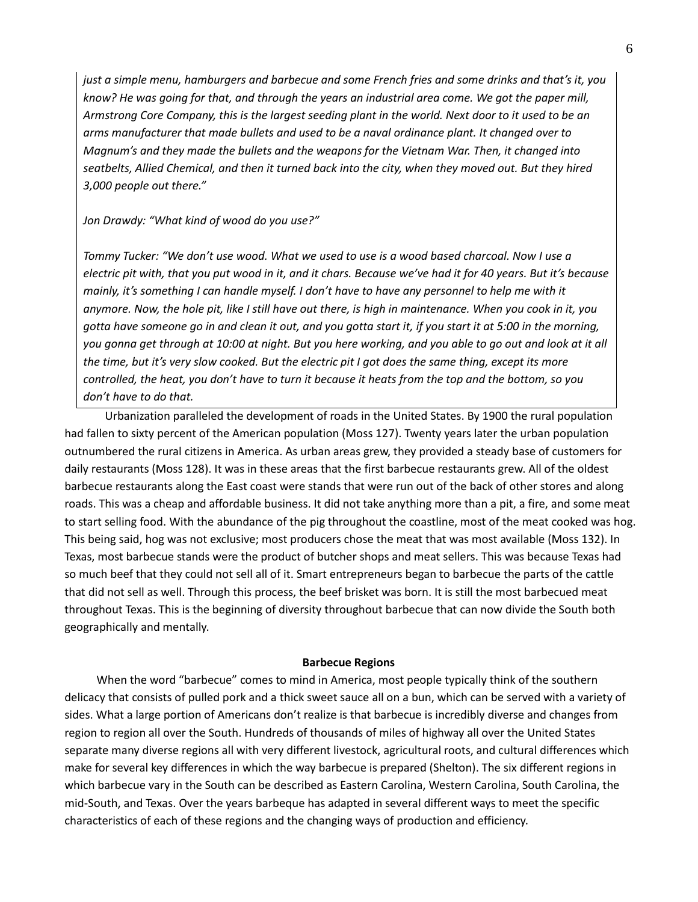*just a simple menu, hamburgers and barbecue and some French fries and some drinks and that's it, you know? He was going for that, and through the years an industrial area come. We got the paper mill, Armstrong Core Company, this is the largest seeding plant in the world. Next door to it used to be an arms manufacturer that made bullets and used to be a naval ordinance plant. It changed over to Magnum's and they made the bullets and the weapons for the Vietnam War. Then, it changed into seatbelts, Allied Chemical, and then it turned back into the city, when they moved out. But they hired 3,000 people out there."*

*Jon Drawdy: "What kind of wood do you use?"*

*Tommy Tucker: "We don't use wood. What we used to use is a wood based charcoal. Now I use a electric pit with, that you put wood in it, and it chars. Because we've had it for 40 years. But it's because mainly, it's something I can handle myself. I don't have to have any personnel to help me with it anymore. Now, the hole pit, like I still have out there, is high in maintenance. When you cook in it, you gotta have someone go in and clean it out, and you gotta start it, if you start it at 5:00 in the morning, you gonna get through at 10:00 at night. But you here working, and you able to go out and look at it all the time, but it's very slow cooked. But the electric pit I got does the same thing, except its more controlled, the heat, you don't have to turn it because it heats from the top and the bottom, so you don't have to do that.*

Urbanization paralleled the development of roads in the United States. By 1900 the rural population had fallen to sixty percent of the American population (Moss 127). Twenty years later the urban population outnumbered the rural citizens in America. As urban areas grew, they provided a steady base of customers for daily restaurants (Moss 128). It was in these areas that the first barbecue restaurants grew. All of the oldest barbecue restaurants along the East coast were stands that were run out of the back of other stores and along roads. This was a cheap and affordable business. It did not take anything more than a pit, a fire, and some meat to start selling food. With the abundance of the pig throughout the coastline, most of the meat cooked was hog. This being said, hog was not exclusive; most producers chose the meat that was most available (Moss 132). In Texas, most barbecue stands were the product of butcher shops and meat sellers. This was because Texas had so much beef that they could not sell all of it. Smart entrepreneurs began to barbecue the parts of the cattle that did not sell as well. Through this process, the beef brisket was born. It is still the most barbecued meat throughout Texas. This is the beginning of diversity throughout barbecue that can now divide the South both geographically and mentally.

**Barbecue Regions**

When the word "barbecue" comes to mind in America, most people typically think of the southern delicacy that consists of pulled pork and a thick sweet sauce all on a bun, which can be served with a variety of sides. What a large portion of Americans don't realize is that barbecue is incredibly diverse and changes from region to region all over the South. Hundreds of thousands of miles of highway all over the United States separate many diverse regions all with very different livestock, agricultural roots, and cultural differences which make for several key differences in which the way barbecue is prepared (Shelton). The six different regions in which barbecue vary in the South can be described as Eastern Carolina, Western Carolina, South Carolina, the mid-South, and Texas. Over the years barbeque has adapted in several different ways to meet the specific characteristics of each of these regions and the changing ways of production and efficiency.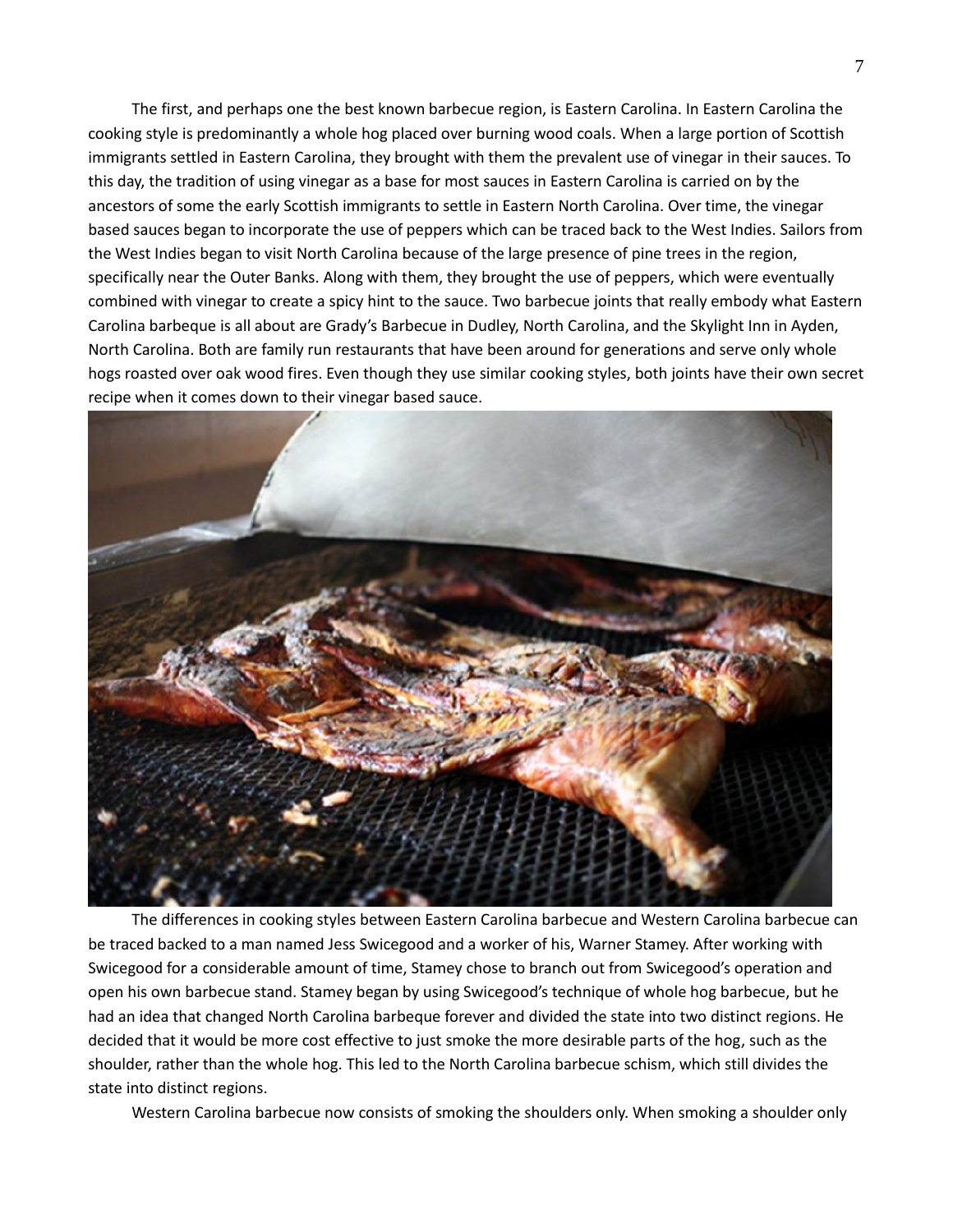The first, and perhaps one the best known barbecue region, is Eastern Carolina. In Eastern Carolina the cooking style is predominantly a whole hog placed over burning wood coals. When a large portion of Scottish immigrants settled in Eastern Carolina, they brought with them the prevalent use of vinegar in their sauces. To this day, the tradition of using vinegar as a base for most sauces in Eastern Carolina is carried on by the ancestors of some the early Scottish immigrants to settle in Eastern North Carolina. Over time, the vinegar based sauces began to incorporate the use of peppers which can be traced back to the West Indies. Sailors from the West Indies began to visit North Carolina because of the large presence of pine trees in the region, specifically near the Outer Banks. Along with them, they brought the use of peppers, which were eventually combined with vinegar to create a spicy hint to the sauce. Two barbecue joints that really embody what Eastern Carolina barbeque is all about are Grady's Barbecue in Dudley, North Carolina, and the Skylight Inn in Ayden, North Carolina. Both are family run restaurants that have been around for generations and serve only whole hogs roasted over oak wood fires. Even though they use similar cooking styles, both joints have their own secret recipe when it comes down to their vinegar based sauce.

The differences in cooking styles between Eastern Carolina barbecue and Western Carolina barbecue can be traced backed to a man named Jess Swicegood and a worker of his, Warner Stamey. After working with Swicegood for a considerable amount of time, Stamey chose to branch out from Swicegood's operation and open his own barbecue stand. Stamey began by using Swicegood's technique of whole hog barbecue, but he had an idea that changed North Carolina barbeque forever and divided the state into two distinct regions. He decided that it would be more cost effective to just smoke the more desirable parts of the hog, such as the shoulder, rather than the whole hog. This led to the North Carolina barbecue schism, which still divides the state into distinct regions.

Western Carolina barbecue now consists of smoking the shoulders only. When smoking a shoulder only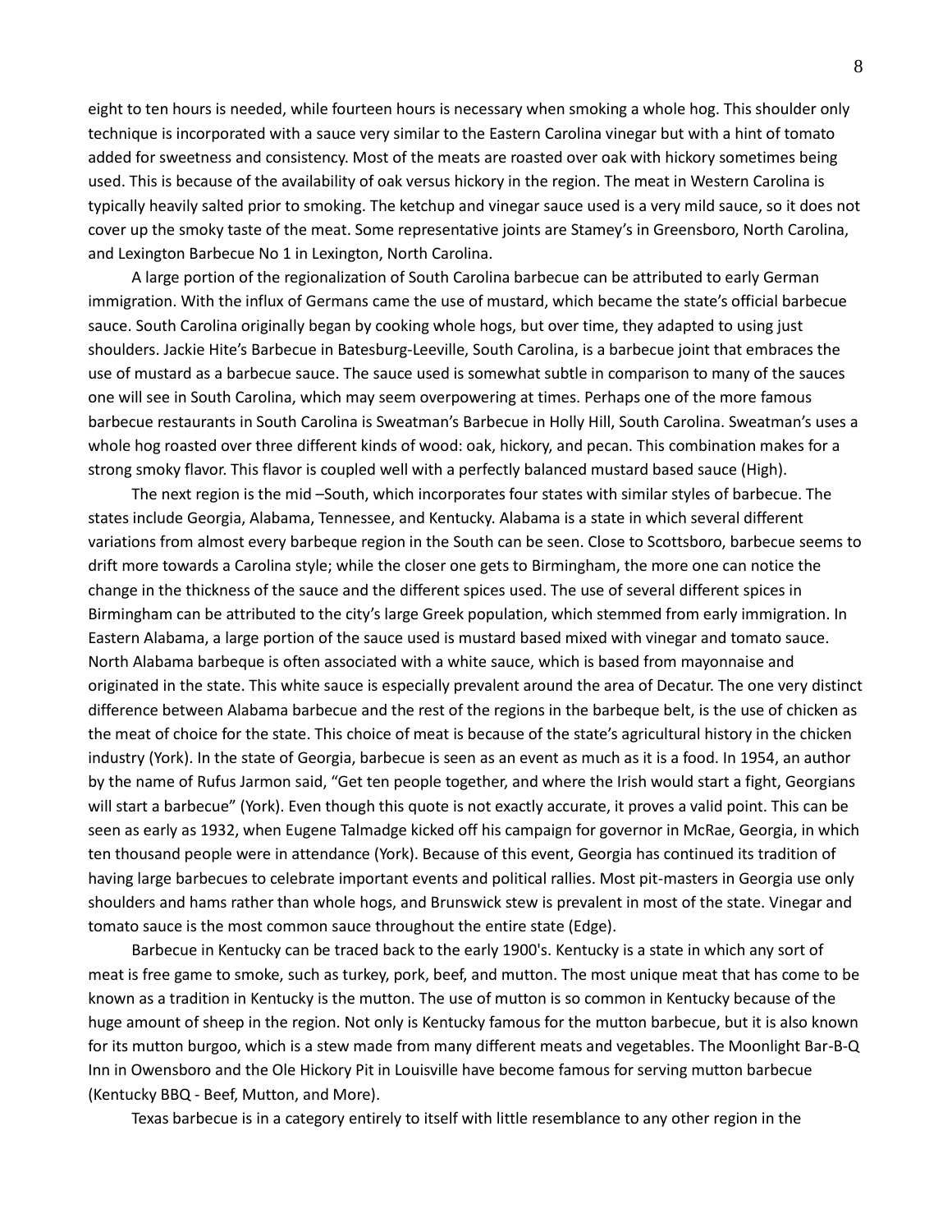eight to ten hours is needed, while fourteen hours is necessary when smoking a whole hog. This shoulder only technique is incorporated with a sauce very similar to the Eastern Carolina vinegar but with a hint of tomato added for sweetness and consistency. Most of the meats are roasted over oak with hickory sometimes being used. This is because of the availability of oak versus hickory in the region. The meat in Western Carolina is typically heavily salted prior to smoking. The ketchup and vinegar sauce used is a very mild sauce, so it does not cover up the smoky taste of the meat. Some representative joints are Stamey's in Greensboro, North Carolina, and Lexington Barbecue No 1 in Lexington, North Carolina.

A large portion of the regionalization of South Carolina barbecue can be attributed to early German immigration. With the influx of Germans came the use of mustard, which became the state's official barbecue sauce. South Carolina originally began by cooking whole hogs, but over time, they adapted to using just shoulders. Jackie Hite's Barbecue in Batesburg-Leeville, South Carolina, is a barbecue joint that embraces the use of mustard as a barbecue sauce. The sauce used is somewhat subtle in comparison to many of the sauces one will see in South Carolina, which may seem overpowering at times. Perhaps one of the more famous barbecue restaurants in South Carolina is Sweatman's Barbecue in Holly Hill, South Carolina. Sweatman's uses a whole hog roasted over three different kinds of wood: oak, hickory, and pecan. This combination makes for a strong smoky flavor. This flavor is coupled well with a perfectly balanced mustard based sauce (High).

The next region is the mid –South, which incorporates four states with similar styles of barbecue. The states include Georgia, Alabama, Tennessee, and Kentucky. Alabama is a state in which several different variations from almost every barbeque region in the South can be seen. Close to Scottsboro, barbecue seems to drift more towards a Carolina style; while the closer one gets to Birmingham, the more one can notice the change in the thickness of the sauce and the different spices used. The use of several different spices in Birmingham can be attributed to the city's large Greek population, which stemmed from early immigration. In Eastern Alabama, a large portion of the sauce used is mustard based mixed with vinegar and tomato sauce. North Alabama barbeque is often associated with a white sauce, which is based from mayonnaise and originated in the state. This white sauce is especially prevalent around the area of Decatur. The one very distinct difference between Alabama barbecue and the rest of the regions in the barbeque belt, is the use of chicken as the meat of choice for the state. This choice of meat is because of the state's agricultural history in the chicken industry (York). In the state of Georgia, barbecue is seen as an event as much as it is a food. In 1954, an author by the name of Rufus Jarmon said, "Get ten people together, and where the Irish would start a fight, Georgians will start a barbecue" (York). Even though this quote is not exactly accurate, it proves a valid point. This can be seen as early as 1932, when Eugene Talmadge kicked off his campaign for governor in McRae, Georgia, in which ten thousand people were in attendance (York). Because of this event, Georgia has continued its tradition of having large barbecues to celebrate important events and political rallies. Most pit-masters in Georgia use only shoulders and hams rather than whole hogs, and Brunswick stew is prevalent in most of the state. Vinegar and tomato sauce is the most common sauce throughout the entire state (Edge).

Barbecue in Kentucky can be traced back to the early 1900's. Kentucky is a state in which any sort of meat is free game to smoke, such as turkey, pork, beef, and mutton. The most unique meat that has come to be known as a tradition in Kentucky is the mutton. The use of mutton is so common in Kentucky because of the huge amount of sheep in the region. Not only is Kentucky famous for the mutton barbecue, but it is also known for its mutton burgoo, which is a stew made from many different meats and vegetables. The Moonlight Bar-B-Q Inn in Owensboro and the Ole Hickory Pit in Louisville have become famous for serving mutton barbecue (Kentucky BBQ - Beef, Mutton, and More).

Texas barbecue is in a category entirely to itself with little resemblance to any other region in the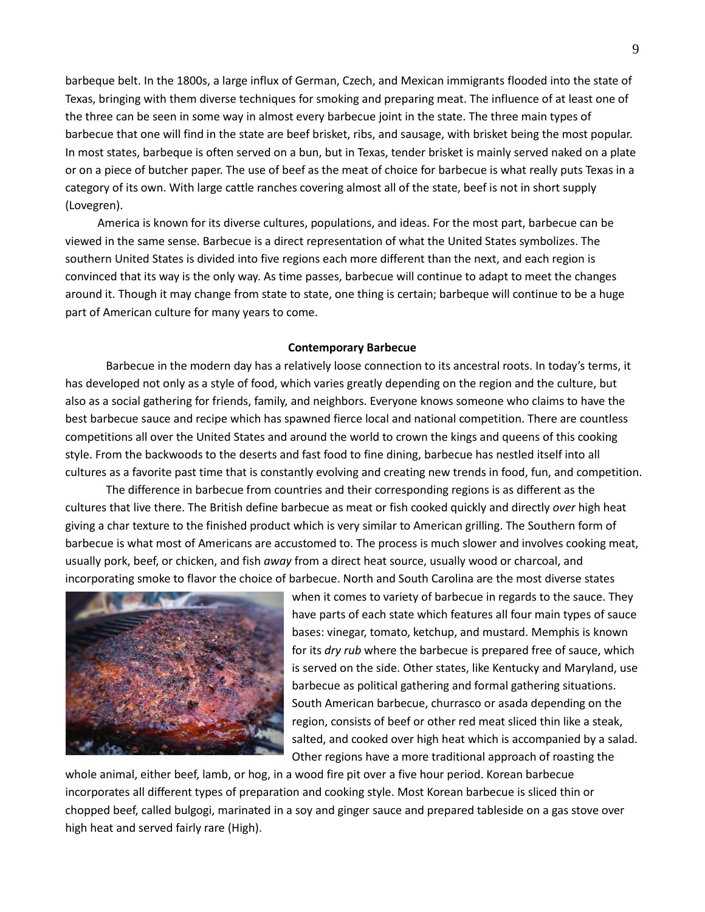barbeque belt. In the 1800s, a large influx of German, Czech, and Mexican immigrants flooded into the state of Texas, bringing with them diverse techniques for smoking and preparing meat. The influence of at least one of the three can be seen in some way in almost every barbecue joint in the state. The three main types of barbecue that one will find in the state are beef brisket, ribs, and sausage, with brisket being the most popular. In most states, barbeque is often served on a bun, but in Texas, tender brisket is mainly served naked on a plate or on a piece of butcher paper. The use of beef as the meat of choice for barbecue is what really puts Texas in a category of its own. With large cattle ranches covering almost all of the state, beef is not in short supply (Lovegren).

America is known for its diverse cultures, populations, and ideas. For the most part, barbecue can be viewed in the same sense. Barbecue is a direct representation of what the United States symbolizes. The southern United States is divided into five regions each more different than the next, and each region is convinced that its way is the only way. As time passes, barbecue will continue to adapt to meet the changes around it. Though it may change from state to state, one thing is certain; barbeque will continue to be a huge part of American culture for many years to come.

**Contemporary Barbecue**

Barbecue in the modern day has a relatively loose connection to its ancestral roots. In today's terms, it has developed not only as a style of food, which varies greatly depending on the region and the culture, but also as a social gathering for friends, family, and neighbors. Everyone knows someone who claims to have the best barbecue sauce and recipe which has spawned fierce local and national competition. There are countless competitions all over the United States and around the world to crown the kings and queens of this cooking style. From the backwoods to the deserts and fast food to fine dining, barbecue has nestled itself into all cultures as a favorite past time that is constantly evolving and creating new trends in food, fun, and competition.

The difference in barbecue from countries and their corresponding regions is as different as the cultures that live there. The British define barbecue as meat or fish cooked quickly and directly *over* high heat giving a char texture to the finished product which is very similar to American grilling. The Southern form of barbecue is what most of Americans are accustomed to. The process is much slower and involves cooking meat, usually pork, beef, or chicken, and fish *away* from a direct heat source, usually wood or charcoal, and incorporating smoke to flavor the choice of barbecue. North and South Carolina are the most diverse states when it comes to variety of barbecue in regards to the sauce. They have parts of each state which features all four main types of sauce bases: vinegar, tomato, ketchup, and mustard. Memphis is known for its *dry rub* where the barbecue is prepared free of sauce, which is served on the side. Other states, like Kentucky and Maryland, use barbecue as political gathering and formal gathering situations. South American barbecue, churrasco or asada depending on the region, consists of beef or other red meat sliced thin like a steak, salted, and cooked over high heat which is accompanied by a salad. Other regions have a more traditional approach of roasting the whole animal, either beef, lamb, or hog, in a wood fire pit over a five hour period. Korean barbecue incorporates all different types of preparation and cooking style. Most Korean barbecue is sliced thin or chopped beef, called bulgogi, marinated in a soy and ginger sauce and prepared tableside on a gas stove over high heat and served fairly rare (High).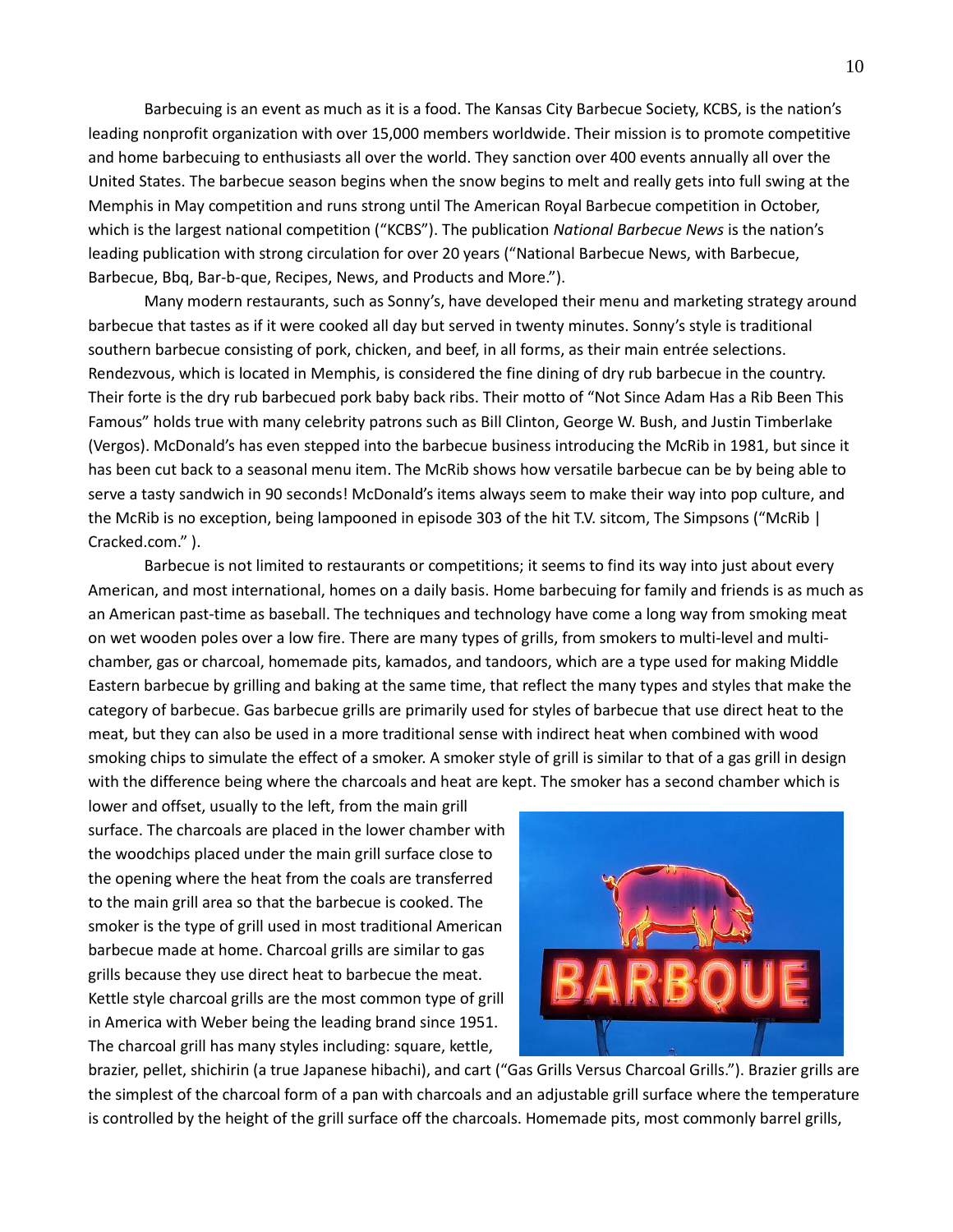Barbecuing is an event as much as it is a food. The Kansas City Barbecue Society, KCBS, is the nation's leading nonprofit organization with over 15,000 members worldwide. Their mission is to promote competitive and home barbecuing to enthusiasts all over the world. They sanction over 400 events annually all over the United States. The barbecue season begins when the snow begins to melt and really gets into full swing at the Memphis in May competition and runs strong until The American Royal Barbecue competition in October, which is the largest national competition ("KCBS"). The publication *National Barbecue News* is the nation's leading publication with strong circulation for over 20 years ("National Barbecue News, with Barbecue, Barbecue, Bbq, Bar-b-que, Recipes, News, and Products and More.").

Many modern restaurants, such as Sonny's, have developed their menu and marketing strategy around barbecue that tastes as if it were cooked all day but served in twenty minutes. Sonny's style is traditional southern barbecue consisting of pork, chicken, and beef, in all forms, as their main entrée selections. Rendezvous, which is located in Memphis, is considered the fine dining of dry rub barbecue in the country. Their forte is the dry rub barbecued pork baby back ribs. Their motto of "Not Since Adam Has a Rib Been This Famous" holds true with many celebrity patrons such as Bill Clinton, George W. Bush, and Justin Timberlake (Vergos). McDonald's has even stepped into the barbecue business introducing the McRib in 1981, but since it has been cut back to a seasonal menu item. The McRib shows how versatile barbecue can be by being able to serve a tasty sandwich in 90 seconds! McDonald's items always seem to make their way into pop culture, and the McRib is no exception, being lampooned in episode 303 of the hit T.V. sitcom, The Simpsons ("McRib | Cracked.com." ).

Barbecue is not limited to restaurants or competitions; it seems to find its way into just about every American, and most international, homes on a daily basis. Home barbecuing for family and friends is as much as an American past-time as baseball. The techniques and technology have come a long way from smoking meat on wet wooden poles over a low fire. There are many types of grills, from smokers to multi-level and multi-chamber, gas or charcoal, homemade pits, kamados, and tandoors, which are a type used for making Middle Eastern barbecue by grilling and baking at the same time, that reflect the many types and styles that make the category of barbecue. Gas barbecue grills are primarily used for styles of barbecue that use direct heat to the meat, but they can also be used in a more traditional sense with indirect heat when combined with wood smoking chips to simulate the effect of a smoker. A smoker style of grill is similar to that of a gas grill in design with the difference being where the charcoals and heat are kept. The smoker has a second chamber which is lower and offset, usually to the left, from the main grill surface. The charcoals are placed in the lower chamber with the woodchips placed under the main grill surface close to the opening where the heat from the coals are transferred to the main grill area so that the barbecue is cooked. The smoker is the type of grill used in most traditional American barbecue made at home. Charcoal grills are similar to gas grills because they use direct heat to barbecue the meat. Kettle style charcoal grills are the most common type of grill in America with Weber being the leading brand since 1951. The charcoal grill has many styles including: square, kettle, brazier, pellet, shichirin (a true Japanese hibachi), and cart ("Gas Grills Versus Charcoal Grills."). Brazier grills are the simplest of the charcoal form of a pan with charcoals and an adjustable grill surface where the temperature is controlled by the height of the grill surface off the charcoals. Homemade pits, most commonly barrel grills,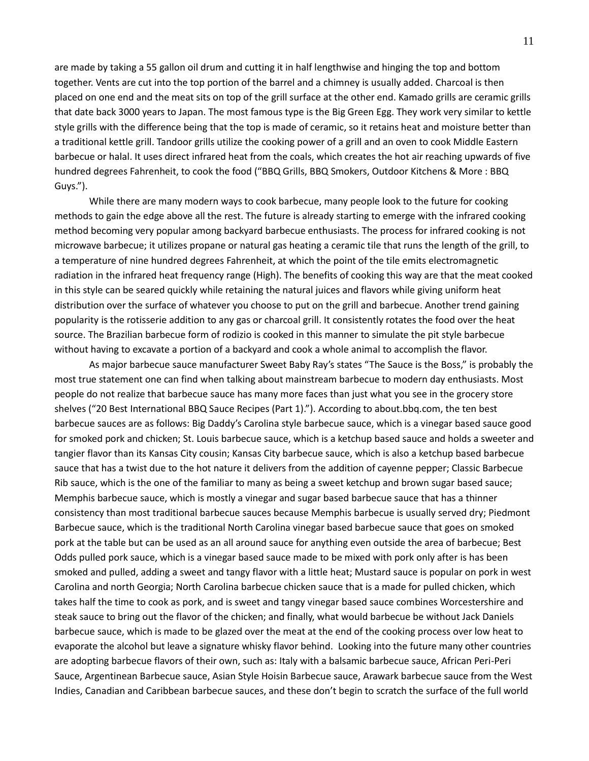are made by taking a 55 gallon oil drum and cutting it in half lengthwise and hinging the top and bottom together. Vents are cut into the top portion of the barrel and a chimney is usually added. Charcoal is then placed on one end and the meat sits on top of the grill surface at the other end. Kamado grills are ceramic grills that date back 3000 years to Japan. The most famous type is the Big Green Egg. They work very similar to kettle style grills with the difference being that the top is made of ceramic, so it retains heat and moisture better than a traditional kettle grill. Tandoor grills utilize the cooking power of a grill and an oven to cook Middle Eastern barbecue or halal. It uses direct infrared heat from the coals, which creates the hot air reaching upwards of five hundred degrees Fahrenheit, to cook the food ("BBQ Grills, BBQ Smokers, Outdoor Kitchens & More : BBQ Guys.").

While there are many modern ways to cook barbecue, many people look to the future for cooking methods to gain the edge above all the rest. The future is already starting to emerge with the infrared cooking method becoming very popular among backyard barbecue enthusiasts. The process for infrared cooking is not microwave barbecue; it utilizes propane or natural gas heating a ceramic tile that runs the length of the grill, to a temperature of nine hundred degrees Fahrenheit, at which the point of the tile emits electromagnetic radiation in the infrared heat frequency range (High). The benefits of cooking this way are that the meat cooked in this style can be seared quickly while retaining the natural juices and flavors while giving uniform heat distribution over the surface of whatever you choose to put on the grill and barbecue. Another trend gaining popularity is the rotisserie addition to any gas or charcoal grill. It consistently rotates the food over the heat source. The Brazilian barbecue form of rodizio is cooked in this manner to simulate the pit style barbecue without having to excavate a portion of a backyard and cook a whole animal to accomplish the flavor.

As major barbecue sauce manufacturer Sweet Baby Ray's states "The Sauce is the Boss," is probably the most true statement one can find when talking about mainstream barbecue to modern day enthusiasts. Most people do not realize that barbecue sauce has many more faces than just what you see in the grocery store shelves ("20 Best International BBQ Sauce Recipes (Part 1)."). According to about.bbq.com, the ten best barbecue sauces are as follows: Big Daddy's Carolina style barbecue sauce, which is a vinegar based sauce good for smoked pork and chicken; St. Louis barbecue sauce, which is a ketchup based sauce and holds a sweeter and tangier flavor than its Kansas City cousin; Kansas City barbecue sauce, which is also a ketchup based barbecue sauce that has a twist due to the hot nature it delivers from the addition of cayenne pepper; Classic Barbecue Rib sauce, which is the one of the familiar to many as being a sweet ketchup and brown sugar based sauce; Memphis barbecue sauce, which is mostly a vinegar and sugar based barbecue sauce that has a thinner consistency than most traditional barbecue sauces because Memphis barbecue is usually served dry; Piedmont Barbecue sauce, which is the traditional North Carolina vinegar based barbecue sauce that goes on smoked pork at the table but can be used as an all around sauce for anything even outside the area of barbecue; Best Odds pulled pork sauce, which is a vinegar based sauce made to be mixed with pork only after is has been smoked and pulled, adding a sweet and tangy flavor with a little heat; Mustard sauce is popular on pork in west Carolina and north Georgia; North Carolina barbecue chicken sauce that is a made for pulled chicken, which takes half the time to cook as pork, and is sweet and tangy vinegar based sauce combines Worcestershire and steak sauce to bring out the flavor of the chicken; and finally, what would barbecue be without Jack Daniels barbecue sauce, which is made to be glazed over the meat at the end of the cooking process over low heat to evaporate the alcohol but leave a signature whisky flavor behind. Looking into the future many other countries are adopting barbecue flavors of their own, such as: Italy with a balsamic barbecue sauce, African Peri-Peri Sauce, Argentinean Barbecue sauce, Asian Style Hoisin Barbecue sauce, Arawark barbecue sauce from the West Indies, Canadian and Caribbean barbecue sauces, and these don't begin to scratch the surface of the full world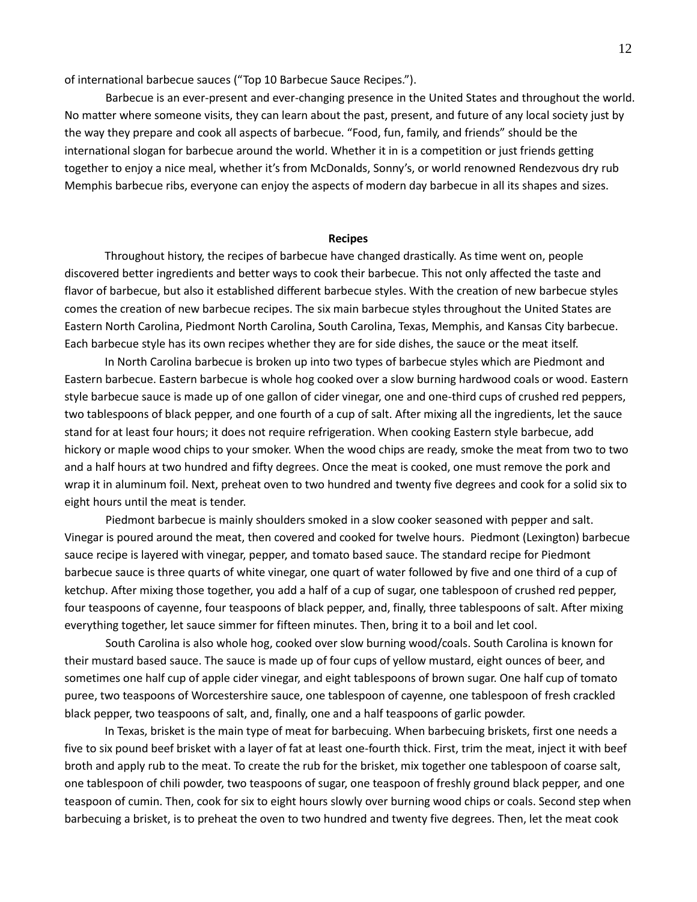of international barbecue sauces ("Top 10 Barbecue Sauce Recipes.").

Barbecue is an ever-present and ever-changing presence in the United States and throughout the world. No matter where someone visits, they can learn about the past, present, and future of any local society just by the way they prepare and cook all aspects of barbecue. "Food, fun, family, and friends" should be the international slogan for barbecue around the world. Whether it in is a competition or just friends getting together to enjoy a nice meal, whether it's from McDonalds, Sonny's, or world renowned Rendezvous dry rub Memphis barbecue ribs, everyone can enjoy the aspects of modern day barbecue in all its shapes and sizes.

## Recipes

Throughout history, the recipes of barbecue have changed drastically. As time went on, people discovered better ingredients and better ways to cook their barbecue. This not only affected the taste and flavor of barbecue, but also it established different barbecue styles. With the creation of new barbecue styles comes the creation of new barbecue recipes. The six main barbecue styles throughout the United States are Eastern North Carolina, Piedmont North Carolina, South Carolina, Texas, Memphis, and Kansas City barbecue. Each barbecue style has its own recipes whether they are for side dishes, the sauce or the meat itself.

In North Carolina barbecue is broken up into two types of barbecue styles which are Piedmont and Eastern barbecue. Eastern barbecue is whole hog cooked over a slow burning hardwood coals or wood. Eastern style barbecue sauce is made up of one gallon of cider vinegar, one and one-third cups of crushed red peppers, two tablespoons of black pepper, and one fourth of a cup of salt. After mixing all the ingredients, let the sauce stand for at least four hours; it does not require refrigeration. When cooking Eastern style barbecue, add hickory or maple wood chips to your smoker. When the wood chips are ready, smoke the meat from two to two and a half hours at two hundred and fifty degrees. Once the meat is cooked, one must remove the pork and wrap it in aluminum foil. Next, preheat oven to two hundred and twenty five degrees and cook for a solid six to eight hours until the meat is tender.

Piedmont barbecue is mainly shoulders smoked in a slow cooker seasoned with pepper and salt. Vinegar is poured around the meat, then covered and cooked for twelve hours. Piedmont (Lexington) barbecue sauce recipe is layered with vinegar, pepper, and tomato based sauce. The standard recipe for Piedmont barbecue sauce is three quarts of white vinegar, one quart of water followed by five and one third of a cup of ketchup. After mixing those together, you add a half of a cup of sugar, one tablespoon of crushed red pepper, four teaspoons of cayenne, four teaspoons of black pepper, and, finally, three tablespoons of salt. After mixing everything together, let sauce simmer for fifteen minutes. Then, bring it to a boil and let cool.

South Carolina is also whole hog, cooked over slow burning wood/coals. South Carolina is known for their mustard based sauce. The sauce is made up of four cups of yellow mustard, eight ounces of beer, and sometimes one half cup of apple cider vinegar, and eight tablespoons of brown sugar. One half cup of tomato puree, two teaspoons of Worcestershire sauce, one tablespoon of cayenne, one tablespoon of fresh crackled black pepper, two teaspoons of salt, and, finally, one and a half teaspoons of garlic powder.

In Texas, brisket is the main type of meat for barbecuing. When barbecuing briskets, first one needs a five to six pound beef brisket with a layer of fat at least one-fourth thick. First, trim the meat, inject it with beef broth and apply rub to the meat. To create the rub for the brisket, mix together one tablespoon of coarse salt, one tablespoon of chili powder, two teaspoons of sugar, one teaspoon of freshly ground black pepper, and one teaspoon of cumin. Then, cook for six to eight hours slowly over burning wood chips or coals. Second step when barbecuing a brisket, is to preheat the oven to two hundred and twenty five degrees. Then, let the meat cook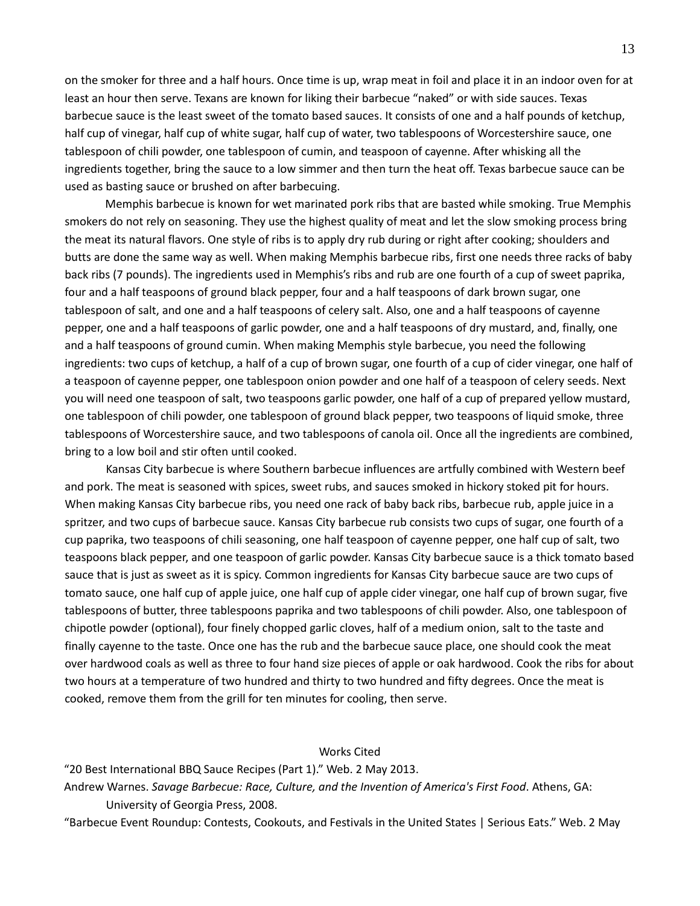on the smoker for three and a half hours. Once time is up, wrap meat in foil and place it in an indoor oven for at least an hour then serve. Texans are known for liking their barbecue "naked" or with side sauces. Texas barbecue sauce is the least sweet of the tomato based sauces. It consists of one and a half pounds of ketchup, half cup of vinegar, half cup of white sugar, half cup of water, two tablespoons of Worcestershire sauce, one tablespoon of chili powder, one tablespoon of cumin, and teaspoon of cayenne. After whisking all the ingredients together, bring the sauce to a low simmer and then turn the heat off. Texas barbecue sauce can be used as basting sauce or brushed on after barbecuing.

Memphis barbecue is known for wet marinated pork ribs that are basted while smoking. True Memphis smokers do not rely on seasoning. They use the highest quality of meat and let the slow smoking process bring the meat its natural flavors. One style of ribs is to apply dry rub during or right after cooking; shoulders and butts are done the same way as well. When making Memphis barbecue ribs, first one needs three racks of baby back ribs (7 pounds). The ingredients used in Memphis's ribs and rub are one fourth of a cup of sweet paprika, four and a half teaspoons of ground black pepper, four and a half teaspoons of dark brown sugar, one tablespoon of salt, and one and a half teaspoons of celery salt. Also, one and a half teaspoons of cayenne pepper, one and a half teaspoons of garlic powder, one and a half teaspoons of dry mustard, and, finally, one and a half teaspoons of ground cumin. When making Memphis style barbecue, you need the following ingredients: two cups of ketchup, a half of a cup of brown sugar, one fourth of a cup of cider vinegar, one half of a teaspoon of cayenne pepper, one tablespoon onion powder and one half of a teaspoon of celery seeds. Next you will need one teaspoon of salt, two teaspoons garlic powder, one half of a cup of prepared yellow mustard, one tablespoon of chili powder, one tablespoon of ground black pepper, two teaspoons of liquid smoke, three tablespoons of Worcestershire sauce, and two tablespoons of canola oil. Once all the ingredients are combined, bring to a low boil and stir often until cooked.

Kansas City barbecue is where Southern barbecue influences are artfully combined with Western beef and pork. The meat is seasoned with spices, sweet rubs, and sauces smoked in hickory stoked pit for hours. When making Kansas City barbecue ribs, you need one rack of baby back ribs, barbecue rub, apple juice in a spritzer, and two cups of barbecue sauce. Kansas City barbecue rub consists two cups of sugar, one fourth of a cup paprika, two teaspoons of chili seasoning, one half teaspoon of cayenne pepper, one half cup of salt, two teaspoons black pepper, and one teaspoon of garlic powder. Kansas City barbecue sauce is a thick tomato based sauce that is just as sweet as it is spicy. Common ingredients for Kansas City barbecue sauce are two cups of tomato sauce, one half cup of apple juice, one half cup of apple cider vinegar, one half cup of brown sugar, five tablespoons of butter, three tablespoons paprika and two tablespoons of chili powder. Also, one tablespoon of chipotle powder (optional), four finely chopped garlic cloves, half of a medium onion, salt to the taste and finally cayenne to the taste. Once one has the rub and the barbecue sauce place, one should cook the meat over hardwood coals as well as three to four hand size pieces of apple or oak hardwood. Cook the ribs for about two hours at a temperature of two hundred and thirty to two hundred and fifty degrees. Once the meat is cooked, remove them from the grill for ten minutes for cooling, then serve.

## Works Cited

"20 Best International BBQ Sauce Recipes (Part 1)." Web. 2 May 2013.

Andrew Warnes. *Savage Barbecue: Race, Culture, and the Invention of America's First Food*. Athens, GA: University of Georgia Press, 2008.

"Barbecue Event Roundup: Contests, Cookouts, and Festivals in the United States | Serious Eats." Web. 2 May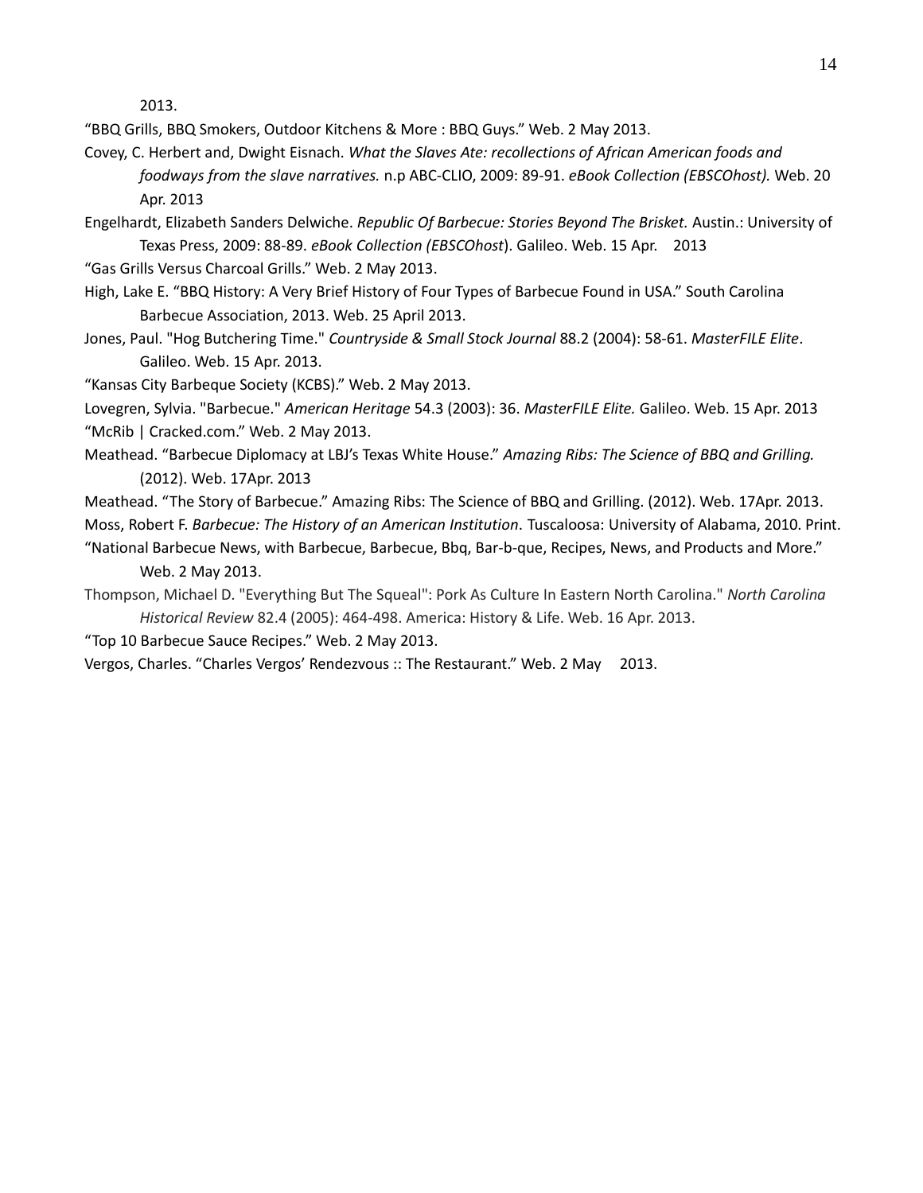2013.

"BBQ Grills, BBQ Smokers, Outdoor Kitchens & More : BBQ Guys." Web. 2 May 2013.

Covey, C. Herbert and, Dwight Eisnach. *What the Slaves Ate: recollections of African American foods and foodways from the slave narratives.* n.p ABC-CLIO, 2009: 89-91. *eBook Collection (EBSCOhost).* Web. 20 Apr. 2013

Engelhardt, Elizabeth Sanders Delwiche. *Republic Of Barbecue: Stories Beyond The Brisket.* Austin.: University of Texas Press, 2009: 88-89. *eBook Collection (EBSCOhost*). Galileo. Web. 15 Apr. 2013

"Gas Grills Versus Charcoal Grills." Web. 2 May 2013.

High, Lake E. "BBQ History: A Very Brief History of Four Types of Barbecue Found in USA." South Carolina Barbecue Association, 2013. Web. 25 April 2013.

Jones, Paul. "Hog Butchering Time." *Countryside & Small Stock Journal* 88.2 (2004): 58-61. *MasterFILE Elite*. Galileo. Web. 15 Apr. 2013.

"Kansas City Barbeque Society (KCBS)." Web. 2 May 2013.

Lovegren, Sylvia. "Barbecue." *American Heritage* 54.3 (2003): 36. *MasterFILE Elite.* Galileo. Web. 15 Apr. 2013

"McRib | Cracked.com." Web. 2 May 2013.

Meathead. "Barbecue Diplomacy at LBJ's Texas White House." *Amazing Ribs: The Science of BBQ and Grilling.* (2012). Web. 17Apr. 2013

Meathead. "The Story of Barbecue." Amazing Ribs: The Science of BBQ and Grilling. (2012). Web. 17Apr. 2013.

Moss, Robert F. *Barbecue: The History of an American Institution*. Tuscaloosa: University of Alabama, 2010. Print.

"National Barbecue News, with Barbecue, Barbecue, Bbq, Bar-b-que, Recipes, News, and Products and More." Web. 2 May 2013.

Thompson, Michael D. "Everything But The Squeal": Pork As Culture In Eastern North Carolina." *North Carolina Historical Review* 82.4 (2005): 464-498. America: History & Life. Web. 16 Apr. 2013.

"Top 10 Barbecue Sauce Recipes." Web. 2 May 2013.

Vergos, Charles. "Charles Vergos' Rendezvous :: The Restaurant." Web. 2 May 2013.